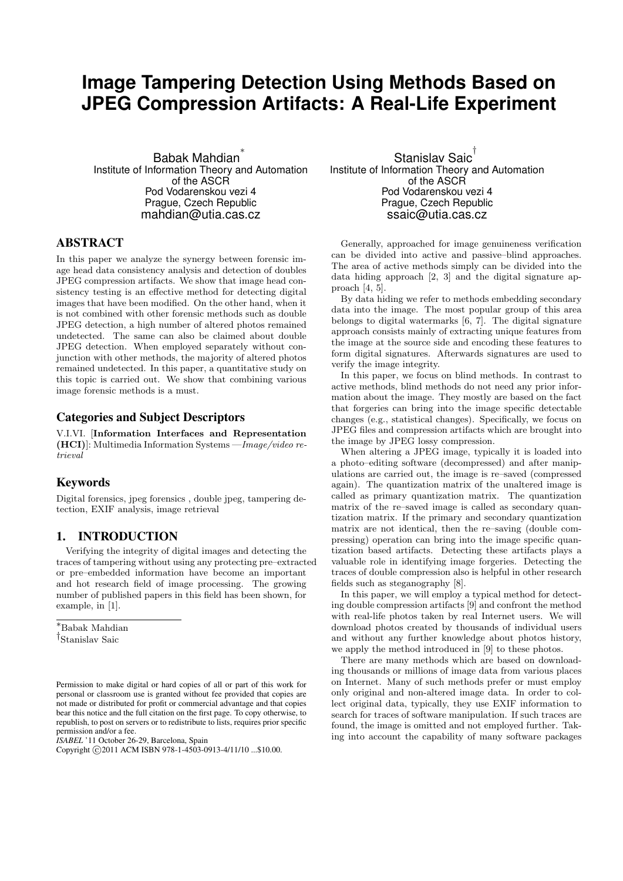# Image Tampering Detection Using Methods Based on JPEG Compression Artifacts: A Real-Life Experiment

Babak Mahdian[*]
Institute of Information Theory and Automation of the ASCR
Pod Vodarenskou vezi 4
Prague, Czech Republic
mahdian@utia.cas.cz

Stanislav Saic[†]
Institute of Information Theory and Automation of the ASCR
Pod Vodarenskou vezi 4
Prague, Czech Republic
ssaic@utia.cas.cz

## ABSTRACT

In this paper we analyze the synergy between forensic image head data consistency analysis and detection of doubles JPEG compression artifacts. We show that image head consistency testing is an effective method for detecting digital images that have been modified. On the other hand, when it is not combined with other forensic methods such as double JPEG detection, a high number of altered photos remained undetected. The same can also be claimed about double JPEG detection. When employed separately without conjunction with other methods, the majority of altered photos remained undetected. In this paper, a quantitative study on this topic is carried out. We show that combining various image forensic methods is a must.

## Categories and Subject Descriptors

V.I.VI. [**Information Interfaces and Representation (HCI)**]: Multimedia Information Systems —*Image/video retrieval*

## Keywords

Digital forensics, jpeg forensics , double jpeg, tampering detection, EXIF analysis, image retrieval

## 1. INTRODUCTION

Verifying the integrity of digital images and detecting the traces of tampering without using any protecting pre–extracted or pre–embedded information have become an important and hot research field of image processing. The growing number of published papers in this field has been shown, for example, in [1].

[*]Babak Mahdian
[†]Stanislav Saic

Permission to make digital or hard copies of all or part of this work for personal or classroom use is granted without fee provided that copies are not made or distributed for profit or commercial advantage and that copies bear this notice and the full citation on the first page. To copy otherwise, to republish, to post on servers or to redistribute to lists, requires prior specific permission and/or a fee.
*ISABEL* '11 October 26-29, Barcelona, Spain
Copyright ©2011 ACM ISBN 978-1-4503-0913-4/11/10 ...$10.00.

Generally, approached for image genuineness verification can be divided into active and passive–blind approaches. The area of active methods simply can be divided into the data hiding approach [2, 3] and the digital signature approach [4, 5].

By data hiding we refer to methods embedding secondary data into the image. The most popular group of this area belongs to digital watermarks [6, 7]. The digital signature approach consists mainly of extracting unique features from the image at the source side and encoding these features to form digital signatures. Afterwards signatures are used to verify the image integrity.

In this paper, we focus on blind methods. In contrast to active methods, blind methods do not need any prior information about the image. They mostly are based on the fact that forgeries can bring into the image specific detectable changes (e.g., statistical changes). Specifically, we focus on JPEG files and compression artifacts which are brought into the image by JPEG lossy compression.

When altering a JPEG image, typically it is loaded into a photo–editing software (decompressed) and after manipulations are carried out, the image is re–saved (compressed again). The quantization matrix of the unaltered image is called as primary quantization matrix. The quantization matrix of the re–saved image is called as secondary quantization matrix. If the primary and secondary quantization matrix are not identical, then the re–saving (double compressing) operation can bring into the image specific quantization based artifacts. Detecting these artifacts plays a valuable role in identifying image forgeries. Detecting the traces of double compression also is helpful in other research fields such as steganography [8].

In this paper, we will employ a typical method for detecting double compression artifacts [9] and confront the method with real-life photos taken by real Internet users. We will download photos created by thousands of individual users and without any further knowledge about photos history, we apply the method introduced in [9] to these photos.

There are many methods which are based on downloading thousands or millions of image data from various places on Internet. Many of such methods prefer or must employ only original and non-altered image data. In order to collect original data, typically, they use EXIF information to search for traces of software manipulation. If such traces are found, the image is omitted and not employed further. Taking into account the capability of many software packages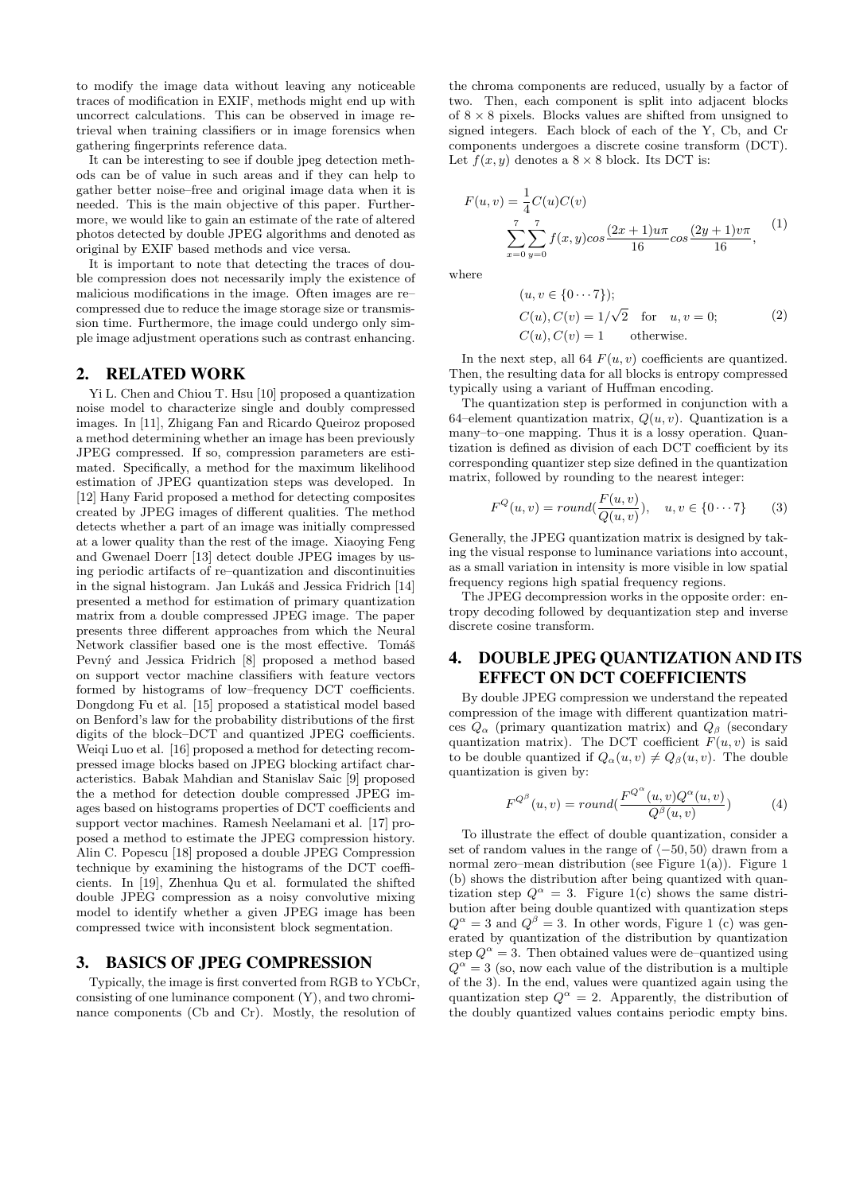to modify the image data without leaving any noticeable traces of modification in EXIF, methods might end up with uncorrect calculations. This can be observed in image retrieval when training classifiers or in image forensics when gathering fingerprints reference data.

It can be interesting to see if double jpeg detection methods can be of value in such areas and if they can help to gather better noise–free and original image data when it is needed. This is the main objective of this paper. Furthermore, we would like to gain an estimate of the rate of altered photos detected by double JPEG algorithms and denoted as original by EXIF based methods and vice versa.

It is important to note that detecting the traces of double compression does not necessarily imply the existence of malicious modifications in the image. Often images are re–compressed due to reduce the image storage size or transmission time. Furthermore, the image could undergo only simple image adjustment operations such as contrast enhancing.

## 2. RELATED WORK

Yi L. Chen and Chiou T. Hsu [10] proposed a quantization noise model to characterize single and doubly compressed images. In [11], Zhigang Fan and Ricardo Queiroz proposed a method determining whether an image has been previously JPEG compressed. If so, compression parameters are estimated. Specifically, a method for the maximum likelihood estimation of JPEG quantization steps was developed. In [12] Hany Farid proposed a method for detecting composites created by JPEG images of different qualities. The method detects whether a part of an image was initially compressed at a lower quality than the rest of the image. Xiaoying Feng and Gwenael Doerr [13] detect double JPEG images by using periodic artifacts of re–quantization and discontinuities in the signal histogram. Jan Lukáš and Jessica Fridrich [14] presented a method for estimation of primary quantization matrix from a double compressed JPEG image. The paper presents three different approaches from which the Neural Network classifier based one is the most effective. Tomáš Pevný and Jessica Fridrich [8] proposed a method based on support vector machine classifiers with feature vectors formed by histograms of low–frequency DCT coefficients. Dongdong Fu et al. [15] proposed a statistical model based on Benford's law for the probability distributions of the first digits of the block–DCT and quantized JPEG coefficients. Weiqi Luo et al. [16] proposed a method for detecting recompressed image blocks based on JPEG blocking artifact characteristics. Babak Mahdian and Stanislav Saic [9] proposed the a method for detection double compressed JPEG images based on histograms properties of DCT coefficients and support vector machines. Ramesh Neelamani et al. [17] proposed a method to estimate the JPEG compression history. Alin C. Popescu [18] proposed a double JPEG Compression technique by examining the histograms of the DCT coefficients. In [19], Zhenhua Qu et al. formulated the shifted double JPEG compression as a noisy convolutive mixing model to identify whether a given JPEG image has been compressed twice with inconsistent block segmentation.

## 3. BASICS OF JPEG COMPRESSION

Typically, the image is first converted from RGB to YCbCr, consisting of one luminance component (Y), and two chrominance components (Cb and Cr). Mostly, the resolution of the chroma components are reduced, usually by a factor of two. Then, each component is split into adjacent blocks of $8 \times 8$ pixels. Blocks values are shifted from unsigned to signed integers. Each block of each of the Y, Cb, and Cr components undergoes a discrete cosine transform (DCT). Let $f(x, y)$ denotes a $8 \times 8$ block. Its DCT is:

$$F(u,v) = \frac{1}{4}C(u)C(v) \sum_{x=0}^{7}\sum_{y=0}^{7} f(x,y) cos\frac{(2x+1)u\pi}{16} cos\frac{(2y+1)v\pi}{16}, \tag{1}$$

where

$$\begin{aligned} &(u, v \in \{0 \cdots 7\}); \\ &C(u), C(v) = 1/\sqrt{2} \quad \text{for} \quad u, v = 0; \\ &C(u), C(v) = 1 \qquad \text{otherwise.} \end{aligned} \tag{2}$$

In the next step, all 64 $F(u, v)$ coefficients are quantized. Then, the resulting data for all blocks is entropy compressed typically using a variant of Huffman encoding.

The quantization step is performed in conjunction with a 64–element quantization matrix, $Q(u, v)$. Quantization is a many–to–one mapping. Thus it is a lossy operation. Quantization is defined as division of each DCT coefficient by its corresponding quantizer step size defined in the quantization matrix, followed by rounding to the nearest integer:

$$F^Q(u,v) = round(\frac{F(u,v)}{Q(u,v)}), \quad u, v \in \{0 \cdots 7\} \tag{3}$$

Generally, the JPEG quantization matrix is designed by taking the visual response to luminance variations into account, as a small variation in intensity is more visible in low spatial frequency regions high spatial frequency regions.

The JPEG decompression works in the opposite order: entropy decoding followed by dequantization step and inverse discrete cosine transform.

## 4. DOUBLE JPEG QUANTIZATION AND ITS EFFECT ON DCT COEFFICIENTS

By double JPEG compression we understand the repeated compression of the image with different quantization matrices $Q_\alpha$ (primary quantization matrix) and $Q_\beta$ (secondary quantization matrix). The DCT coefficient $F(u, v)$ is said to be double quantized if $Q_\alpha(u, v) \neq Q_\beta(u, v)$. The double quantization is given by:

$$F^{Q^\beta}(u,v) = round(\frac{F^{Q^\alpha}(u,v)Q^\alpha(u,v)}{Q^\beta(u,v)}) \tag{4}$$

To illustrate the effect of double quantization, consider a set of random values in the range of $\langle -50, 50 \rangle$ drawn from a normal zero–mean distribution (see Figure 1(a)). Figure 1 (b) shows the distribution after being quantized with quantization step $Q^\alpha = 3$. Figure 1(c) shows the same distribution after being double quantized with quantization steps $Q^\alpha = 3$ and $Q^\beta = 3$. In other words, Figure 1 (c) was generated by quantization of the distribution by quantization step $Q^\alpha = 3$. Then obtained values were de–quantized using $Q^\alpha = 3$ (so, now each value of the distribution is a multiple of the 3). In the end, values were quantized again using the quantization step $Q^\alpha = 2$. Apparently, the distribution of the doubly quantized values contains periodic empty bins.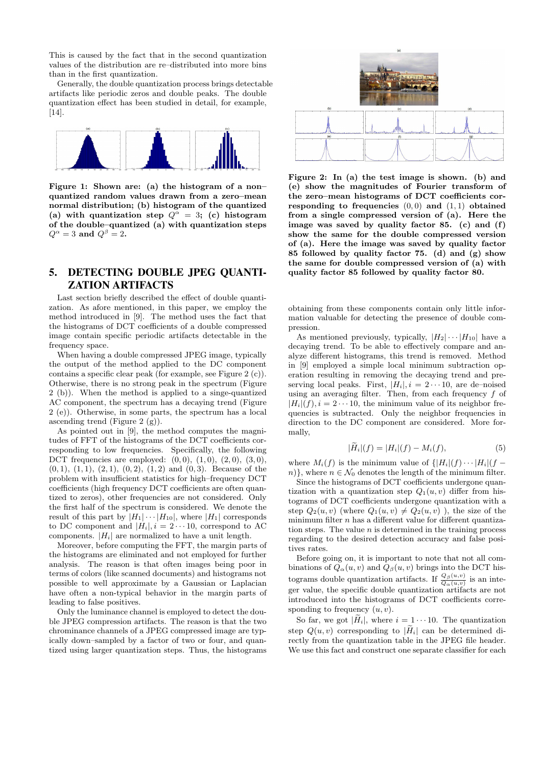This is caused by the fact that in the second quantization values of the distribution are re–distributed into more bins than in the first quantization.

Generally, the double quantization process brings detectable artifacts like periodic zeros and double peaks. The double quantization effect has been studied in detail, for example, [14].

**Figure 1: Shown are: (a) the histogram of a non–quantized random values drawn from a zero–mean normal distribution; (b) histogram of the quantized (a) with quantization step $Q^{\alpha} = 3$; (c) histogram of the double–quantized (a) with quantization steps $Q^{\alpha} = 3$ and $Q^{\beta} = 2$.**

## 5. DETECTING DOUBLE JPEG QUANTIZATION ARTIFACTS

Last section briefly described the effect of double quantization. As afore mentioned, in this paper, we employ the method introduced in [9]. The method uses the fact that the histograms of DCT coefficients of a double compressed image contain specific periodic artifacts detectable in the frequency space.

When having a double compressed JPEG image, typically the output of the method applied to the DC component contains a specific clear peak (for example, see Figure 2 (c)). Otherwise, there is no strong peak in the spectrum (Figure 2 (b)). When the method is applied to a singe-quantized AC component, the spectrum has a decaying trend (Figure 2 (e)). Otherwise, in some parts, the spectrum has a local ascending trend (Figure 2 (g)).

As pointed out in [9], the method computes the magnitudes of FFT of the histograms of the DCT coefficients corresponding to low frequencies. Specifically, the following DCT frequencies are employed: $(0, 0)$, $(1, 0)$, $(2, 0)$, $(3, 0)$, $(0, 1)$, $(1, 1)$, $(2, 1)$, $(0, 2)$, $(1, 2)$ and $(0, 3)$. Because of the problem with insufficient statistics for high–frequency DCT coefficients (high frequency DCT coefficients are often quantized to zeros), other frequencies are not considered. Only the first half of the spectrum is considered. We denote the result of this part by $|H_1| \cdots |H_{10}|$, where $|H_1|$ corresponds to DC component and $|H_i|, i = 2 \cdots 10$, correspond to AC components. $|H_i|$ are normalized to have a unit length.

Moreover, before computing the FFT, the margin parts of the histograms are eliminated and not employed for further analysis. The reason is that often images being poor in terms of colors (like scanned documents) and histograms not possible to well approximate by a Gaussian or Laplacian have often a non-typical behavior in the margin parts of leading to false positives.

Only the luminance channel is employed to detect the double JPEG compression artifacts. The reason is that the two chrominance channels of a JPEG compressed image are typically down–sampled by a factor of two or four, and quantized using larger quantization steps. Thus, the histograms obtaining from these components contain only little information valuable for detecting the presence of double compression.

**Figure 2: In (a) the test image is shown. (b) and (e) show the magnitudes of Fourier transform of the zero–mean histograms of DCT coefficients corresponding to frequencies $(0, 0)$ and $(1, 1)$ obtained from a single compressed version of (a). Here the image was saved by quality factor 85. (c) and (f) show the same for the double compressed version of (a). Here the image was saved by quality factor 85 followed by quality factor 75. (d) and (g) show the same for double compressed version of (a) with quality factor 85 followed by quality factor 80.**

As mentioned previously, typically, $|H_2| \cdots |H_{10}|$ have a decaying trend. To be able to effectively compare and analyze different histograms, this trend is removed. Method in [9] employed a simple local minimum subtraction operation resulting in removing the decaying trend and preserving local peaks. First, $|H_i|, i = 2 \cdots 10$, are de–noised using an averaging filter. Then, from each frequency $f$ of $|H_i|(f), i = 2 \cdots 10$, the minimum value of its neighbor frequencies is subtracted. Only the neighbor frequencies in direction to the DC component are considered. More formally,

$$|\widetilde{H}_i|(f) = |H_i|(f) - M_i(f), \tag{5}$$

where $M_i(f)$ is the minimum value of $\{|H_i|(f) \cdots |H_i|(f - n)\}$, where $n \in \mathcal{N}_0$ denotes the length of the minimum filter.

Since the histograms of DCT coefficients undergone quantization with a quantization step $Q_1(u, v)$ differ from histograms of DCT coefficients undergone quantization with a step $Q_2(u, v)$ (where $Q_1(u, v) \neq Q_2(u, v)$ ), the size of the minimum filter $n$ has a different value for different quantization steps. The value $n$ is determined in the training process regarding the desired detection accuracy and false positives rates.

Before going on, it is important to note that not all combinations of $Q_{\alpha}(u, v)$ and $Q_{\beta}(u, v)$ brings into the DCT histograms double quantization artifacts. If $\frac{Q_{\beta}(u,v)}{Q_{\alpha}(u,v)}$ is an integer value, the specific double quantization artifacts are not introduced into the histograms of DCT coefficients corresponding to frequency $(u, v)$.

So far, we got $|\widetilde{H}_i|$, where $i = 1 \cdots 10$. The quantization step $Q(u, v)$ corresponding to $|\widetilde{H}_i|$ can be determined directly from the quantization table in the JPEG file header. We use this fact and construct one separate classifier for each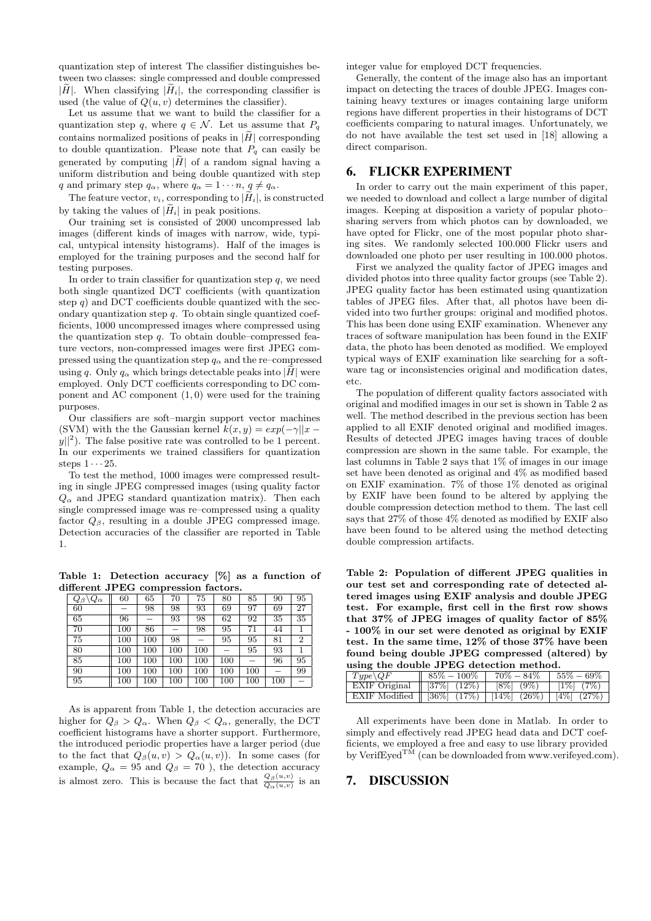quantization step of interest The classifier distinguishes between two classes: single compressed and double compressed $|\widetilde{H}|$. When classifying $|\widetilde{H}_i|$, the corresponding classifier is used (the value of $Q(u,v)$ determines the classifier).

Let us assume that we want to build the classifier for a quantization step $q$, where $q \in \mathcal{N}$. Let us assume that $P_q$ contains normalized positions of peaks in $|\widetilde{H}|$ corresponding to double quantization. Please note that $P_q$ can easily be generated by computing $|\widetilde{H}|$ of a random signal having a uniform distribution and being double quantized with step $q$ and primary step $q_\alpha$, where $q_\alpha = 1 \cdots n$, $q \neq q_\alpha$.

The feature vector, $v_i$, corresponding to $|\widetilde{H}_i|$, is constructed by taking the values of $|\widetilde{H}_i|$ in peak positions.

Our training set is consisted of 2000 uncompressed lab images (different kinds of images with narrow, wide, typical, untypical intensity histograms). Half of the images is employed for the training purposes and the second half for testing purposes.

In order to train classifier for quantization step $q$, we need both single quantized DCT coefficients (with quantization step $q$) and DCT coefficients double quantized with the secondary quantization step $q$. To obtain single quantized coefficients, 1000 uncompressed images where compressed using the quantization step $q$. To obtain double–compressed feature vectors, non-compressed images were first JPEG compressed using the quantization step $q_\alpha$ and the re–compressed using $q$. Only $q_\alpha$ which brings detectable peaks into $|\widetilde{H}|$ were employed. Only DCT coefficients corresponding to DC component and AC component $(1,0)$ were used for the training purposes.

Our classifiers are soft–margin support vector machines (SVM) with the the Gaussian kernel $k(x,y) = exp(-\gamma||x-y||^2)$. The false positive rate was controlled to be 1 percent. In our experiments we trained classifiers for quantization steps $1 \cdots 25$.

To test the method, 1000 images were compressed resulting in single JPEG compressed images (using quality factor $Q_\alpha$ and JPEG standard quantization matrix). Then each single compressed image was re–compressed using a quality factor $Q_\beta$, resulting in a double JPEG compressed image. Detection accuracies of the classifier are reported in Table 1.

**Table 1: Detection accuracy [%] as a function of different JPEG compression factors.**

| $Q_\beta \backslash Q_\alpha$ | 60 | 65 | 70 | 75 | 80 | 85 | 90 | 95 |
|---|---|---|---|---|---|---|---|---|
| 60 | – | 98 | 98 | 93 | 69 | 97 | 69 | 27 |
| 65 | 96 | – | 93 | 98 | 62 | 92 | 35 | 35 |
| 70 | 100 | 86 | – | 98 | 95 | 71 | 44 | 1 |
| 75 | 100 | 100 | 98 | – | 95 | 95 | 81 | 2 |
| 80 | 100 | 100 | 100 | 100 | – | 95 | 93 | 1 |
| 85 | 100 | 100 | 100 | 100 | 100 | – | 96 | 95 |
| 90 | 100 | 100 | 100 | 100 | 100 | 100 | – | 99 |
| 95 | 100 | 100 | 100 | 100 | 100 | 100 | 100 | – |

As is apparent from Table 1, the detection accuracies are higher for $Q_\beta > Q_\alpha$. When $Q_\beta < Q_\alpha$, generally, the DCT coefficient histograms have a shorter support. Furthermore, the introduced periodic properties have a larger period (due to the fact that $Q_\beta(u,v) > Q_\alpha(u,v)$). In some cases (for example, $Q_\alpha = 95$ and $Q_\beta = 70$ ), the detection accuracy is almost zero. This is because the fact that $\frac{Q_\beta(u,v)}{Q_\alpha(u,v)}$ is an integer value for employed DCT frequencies.

Generally, the content of the image also has an important impact on detecting the traces of double JPEG. Images containing heavy textures or images containing large uniform regions have different properties in their histograms of DCT coefficients comparing to natural images. Unfortunately, we do not have available the test set used in [18] allowing a direct comparison.

## 6. FLICKR EXPERIMENT

In order to carry out the main experiment of this paper, we needed to download and collect a large number of digital images. Keeping at disposition a variety of popular photo–sharing servers from which photos can by downloaded, we have opted for Flickr, one of the most popular photo sharing sites. We randomly selected 100.000 Flickr users and downloaded one photo per user resulting in 100.000 photos.

First we analyzed the quality factor of JPEG images and divided photos into three quality factor groups (see Table 2). JPEG quality factor has been estimated using quantization tables of JPEG files. After that, all photos have been divided into two further groups: original and modified photos. This has been done using EXIF examination. Whenever any traces of software manipulation has been found in the EXIF data, the photo has been denoted as modified. We employed typical ways of EXIF examination like searching for a software tag or inconsistencies original and modification dates, etc.

The population of different quality factors associated with original and modified images in our set is shown in Table 2 as well. The method described in the previous section has been applied to all EXIF denoted original and modified images. Results of detected JPEG images having traces of double compression are shown in the same table. For example, the last columns in Table 2 says that 1% of images in our image set have been denoted as original and 4% as modified based on EXIF examination. 7% of those 1% denoted as original by EXIF have been found to be altered by applying the double compression detection method to them. The last cell says that 27% of those 4% denoted as modified by EXIF also have been found to be altered using the method detecting double compression artifacts.

**Table 2: Population of different JPEG qualities in our test set and corresponding rate of detected altered images using EXIF analysis and double JPEG test. For example, first cell in the first row shows that 37% of JPEG images of quality factor of 85% - 100% in our set were denoted as original by EXIF test. In the same time, 12% of those 37% have been found being double JPEG compressed (altered) by using the double JPEG detection method.**

| $Type \backslash QF$ | $85\% - 100\%$ | $70\% - 84\%$ | $55\% - 69\%$ |
|---|---|---|---|
| EXIF Original | [37%] (12%) | [8%] (9%) | [1%] (7%) |
| EXIF Modified | [36%] (17%) | [14%] (26%) | [4%] (27%) |

All experiments have been done in Matlab. In order to simply and effectively read JPEG head data and DCT coefficients, we employed a free and easy to use library provided by VerifEyed™ (can be downloaded from www.verifeyed.com).

## 7. DISCUSSION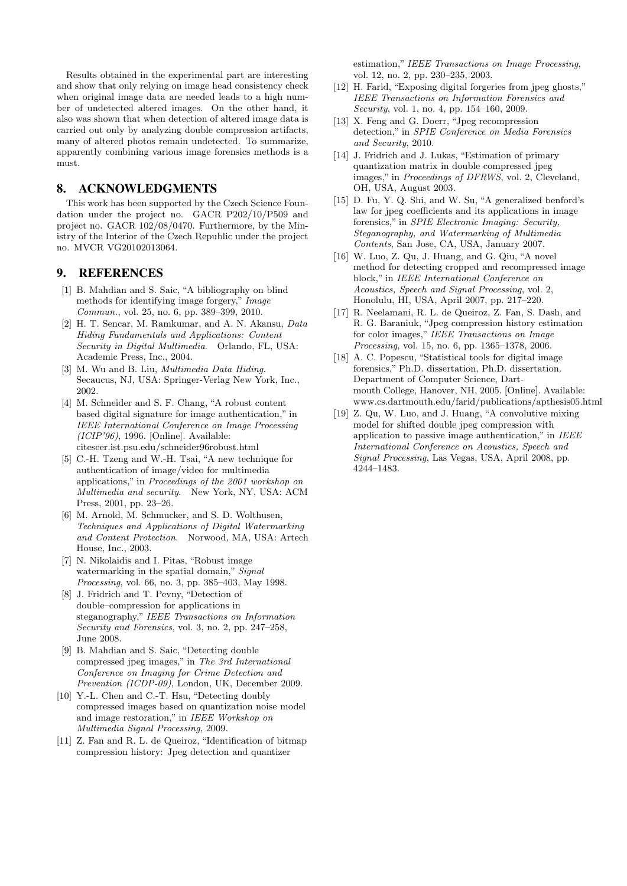Results obtained in the experimental part are interesting and show that only relying on image head consistency check when original image data are needed leads to a high number of undetected altered images. On the other hand, it also was shown that when detection of altered image data is carried out only by analyzing double compression artifacts, many of altered photos remain undetected. To summarize, apparently combining various image forensics methods is a must.

## 8. ACKNOWLEDGMENTS

This work has been supported by the Czech Science Foundation under the project no. GACR P202/10/P509 and project no. GACR 102/08/0470. Furthermore, by the Ministry of the Interior of the Czech Republic under the project no. MVCR VG20102013064.

## 9. REFERENCES

[1] B. Mahdian and S. Saic, "A bibliography on blind methods for identifying image forgery," *Image Commun.*, vol. 25, no. 6, pp. 389–399, 2010.

[2] H. T. Sencar, M. Ramkumar, and A. N. Akansu, *Data Hiding Fundamentals and Applications: Content Security in Digital Multimedia*. Orlando, FL, USA: Academic Press, Inc., 2004.

[3] M. Wu and B. Liu, *Multimedia Data Hiding*. Secaucus, NJ, USA: Springer-Verlag New York, Inc., 2002.

[4] M. Schneider and S. F. Chang, "A robust content based digital signature for image authentication," in *IEEE International Conference on Image Processing (ICIP'96)*, 1996. [Online]. Available: citeseer.ist.psu.edu/schneider96robust.html

[5] C.-H. Tzeng and W.-H. Tsai, "A new technique for authentication of image/video for multimedia applications," in *Proceedings of the 2001 workshop on Multimedia and security*. New York, NY, USA: ACM Press, 2001, pp. 23–26.

[6] M. Arnold, M. Schmucker, and S. D. Wolthusen, *Techniques and Applications of Digital Watermarking and Content Protection*. Norwood, MA, USA: Artech House, Inc., 2003.

[7] N. Nikolaidis and I. Pitas, "Robust image watermarking in the spatial domain," *Signal Processing*, vol. 66, no. 3, pp. 385–403, May 1998.

[8] J. Fridrich and T. Pevny, "Detection of double–compression for applications in steganography," *IEEE Transactions on Information Security and Forensics*, vol. 3, no. 2, pp. 247–258, June 2008.

[9] B. Mahdian and S. Saic, "Detecting double compressed jpeg images," in *The 3rd International Conference on Imaging for Crime Detection and Prevention (ICDP-09)*, London, UK, December 2009.

[10] Y.-L. Chen and C.-T. Hsu, "Detecting doubly compressed images based on quantization noise model and image restoration," in *IEEE Workshop on Multimedia Signal Processing*, 2009.

[11] Z. Fan and R. L. de Queiroz, "Identification of bitmap compression history: Jpeg detection and quantizer estimation," *IEEE Transactions on Image Processing*, vol. 12, no. 2, pp. 230–235, 2003.

[12] H. Farid, "Exposing digital forgeries from jpeg ghosts," *IEEE Transactions on Information Forensics and Security*, vol. 1, no. 4, pp. 154–160, 2009.

[13] X. Feng and G. Doerr, "Jpeg recompression detection," in *SPIE Conference on Media Forensics and Security*, 2010.

[14] J. Fridrich and J. Lukas, "Estimation of primary quantization matrix in double compressed jpeg images," in *Proceedings of DFRWS*, vol. 2, Cleveland, OH, USA, August 2003.

[15] D. Fu, Y. Q. Shi, and W. Su, "A generalized benford's law for jpeg coefficients and its applications in image forensics," in *SPIE Electronic Imaging: Security, Steganography, and Watermarking of Multimedia Contents*, San Jose, CA, USA, January 2007.

[16] W. Luo, Z. Qu, J. Huang, and G. Qiu, "A novel method for detecting cropped and recompressed image block," in *IEEE International Conference on Acoustics, Speech and Signal Processing*, vol. 2, Honolulu, HI, USA, April 2007, pp. 217–220.

[17] R. Neelamani, R. L. de Queiroz, Z. Fan, S. Dash, and R. G. Baraniuk, "Jpeg compression history estimation for color images," *IEEE Transactions on Image Processing*, vol. 15, no. 6, pp. 1365–1378, 2006.

[18] A. C. Popescu, "Statistical tools for digital image forensics," Ph.D. dissertation, Ph.D. dissertation. Department of Computer Science, Dartmouth College, Hanover, NH, 2005. [Online]. Available: www.cs.dartmouth.edu/farid/publications/apthesis05.html

[19] Z. Qu, W. Luo, and J. Huang, "A convolutive mixing model for shifted double jpeg compression with application to passive image authentication," in *IEEE International Conference on Acoustics, Speech and Signal Processing*, Las Vegas, USA, April 2008, pp. 4244–1483.